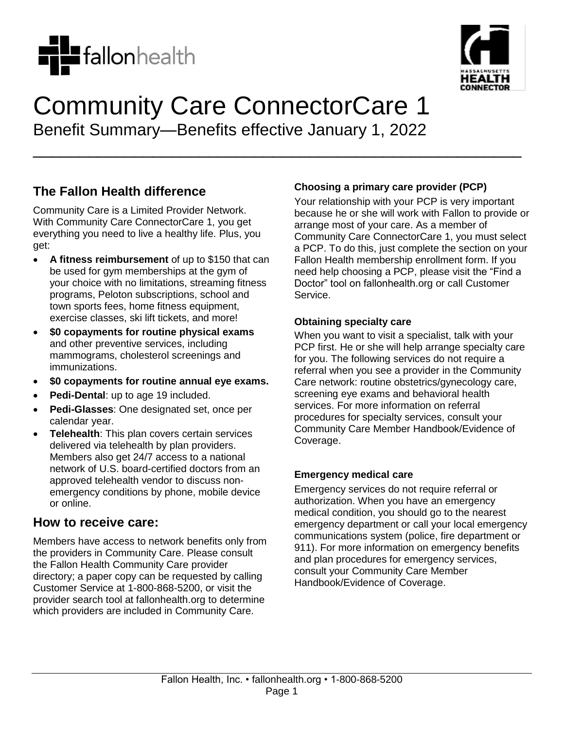# Community Care ConnectorCare 1

Benefit Summary—Benefits effective January 1, 2022

## The Fallon Health difference

Community Care is a Limited Provider Network. With Community Care ConnectorCare 1, you get everything you need to live a healthy life. Plus, you get:

- **A fitness reimbursement** of up to $150 that can be used for gym memberships at the gym of your choice with no limitations, streaming fitness programs, Peloton subscriptions, school and town sports fees, home fitness equipment, exercise classes, ski lift tickets, and more!
- **$0 copayments for routine physical exams** and other preventive services, including mammograms, cholesterol screenings and immunizations.
- **$0 copayments for routine annual eye exams.**
- **Pedi-Dental**: up to age 19 included.
- **Pedi-Glasses**: One designated set, once per calendar year.
- **Telehealth**: This plan covers certain services delivered via telehealth by plan providers. Members also get 24/7 access to a national network of U.S. board-certified doctors from an approved telehealth vendor to discuss non-emergency conditions by phone, mobile device or online.

## How to receive care:

Members have access to network benefits only from the providers in Community Care. Please consult the Fallon Health Community Care provider directory; a paper copy can be requested by calling Customer Service at 1-800-868-5200, or visit the provider search tool at fallonhealth.org to determine which providers are included in Community Care.

### Choosing a primary care provider (PCP)

Your relationship with your PCP is very important because he or she will work with Fallon to provide or arrange most of your care. As a member of Community Care ConnectorCare 1, you must select a PCP. To do this, just complete the section on your Fallon Health membership enrollment form. If you need help choosing a PCP, please visit the "Find a Doctor" tool on fallonhealth.org or call Customer Service.

### Obtaining specialty care

When you want to visit a specialist, talk with your PCP first. He or she will help arrange specialty care for you. The following services do not require a referral when you see a provider in the Community Care network: routine obstetrics/gynecology care, screening eye exams and behavioral health services. For more information on referral procedures for specialty services, consult your Community Care Member Handbook/Evidence of Coverage.

### Emergency medical care

Emergency services do not require referral or authorization. When you have an emergency medical condition, you should go to the nearest emergency department or call your local emergency communications system (police, fire department or 911). For more information on emergency benefits and plan procedures for emergency services, consult your Community Care Member Handbook/Evidence of Coverage.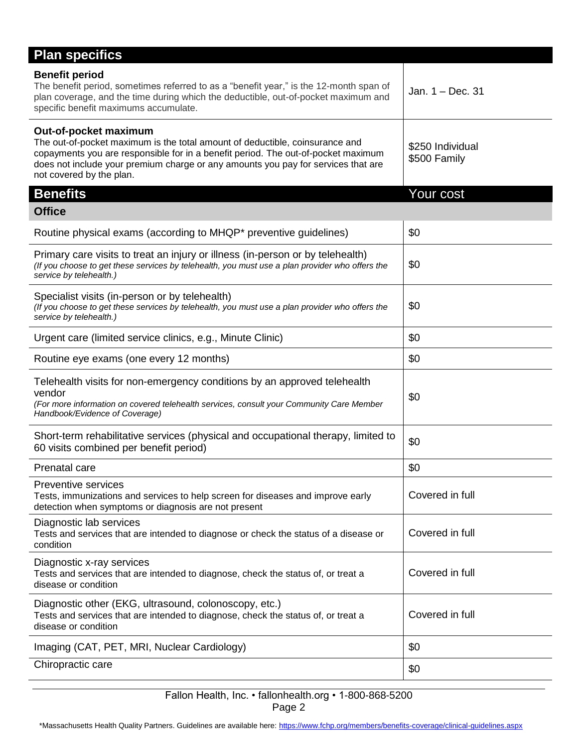## Plan specifics

| | |
|---|---|
| **Benefit period**<br>The benefit period, sometimes referred to as a "benefit year," is the 12-month span of plan coverage, and the time during which the deductible, out-of-pocket maximum and specific benefit maximums accumulate. | Jan. 1 – Dec. 31 |
| **Out-of-pocket maximum**<br>The out-of-pocket maximum is the total amount of deductible, coinsurance and copayments you are responsible for in a benefit period. The out-of-pocket maximum does not include your premium charge or any amounts you pay for services that are not covered by the plan. | $250 Individual<br>$500 Family |

## Benefits

| Benefits | Your cost |
|---|---|
| **Office** | |
| Routine physical exams (according to MHQP* preventive guidelines) | $0 |
| Primary care visits to treat an injury or illness (in-person or by telehealth)<br>*(If you choose to get these services by telehealth, you must use a plan provider who offers the service by telehealth.)* | $0 |
| Specialist visits (in-person or by telehealth)<br>*(If you choose to get these services by telehealth, you must use a plan provider who offers the service by telehealth.)* | $0 |
| Urgent care (limited service clinics, e.g., Minute Clinic) | $0 |
| Routine eye exams (one every 12 months) | $0 |
| Telehealth visits for non-emergency conditions by an approved telehealth vendor<br>*(For more information on covered telehealth services, consult your Community Care Member Handbook/Evidence of Coverage)* | $0 |
| Short-term rehabilitative services (physical and occupational therapy, limited to 60 visits combined per benefit period) | $0 |
| Prenatal care | $0 |
| Preventive services<br>Tests, immunizations and services to help screen for diseases and improve early detection when symptoms or diagnosis are not present | Covered in full |
| Diagnostic lab services<br>Tests and services that are intended to diagnose or check the status of a disease or condition | Covered in full |
| Diagnostic x-ray services<br>Tests and services that are intended to diagnose, check the status of, or treat a disease or condition | Covered in full |
| Diagnostic other (EKG, ultrasound, colonoscopy, etc.)<br>Tests and services that are intended to diagnose, check the status of, or treat a disease or condition | Covered in full |
| Imaging (CAT, PET, MRI, Nuclear Cardiology) | $0 |
| Chiropractic care | $0 |

Fallon Health, Inc. • fallonhealth.org • 1-800-868-5200

*Massachusetts Health Quality Partners. Guidelines are available here: https://www.fchp.org/members/benefits-coverage/clinical-guidelines.aspx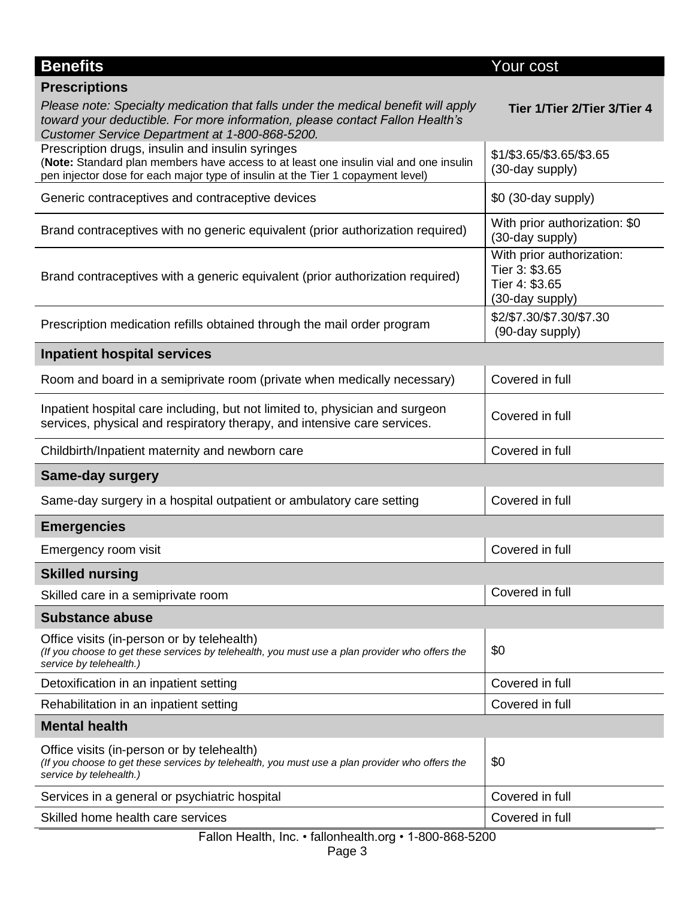| Benefits | Your cost |
|---|---|
| **Prescriptions** *Please note: Specialty medication that falls under the medical benefit will apply toward your deductible. For more information, please contact Fallon Health's Customer Service Department at 1-800-868-5200.* | **Tier 1/Tier 2/Tier 3/Tier 4** |
| Prescription drugs, insulin and insulin syringes (**Note:** Standard plan members have access to at least one insulin vial and one insulin pen injector dose for each major type of insulin at the Tier 1 copayment level) | $1/$3.65/$3.65/$3.65 (30-day supply) |
| Generic contraceptives and contraceptive devices | $0 (30-day supply) |
| Brand contraceptives with no generic equivalent (prior authorization required) | With prior authorization: $0 (30-day supply) |
| Brand contraceptives with a generic equivalent (prior authorization required) | With prior authorization: Tier 3: $3.65 Tier 4: $3.65 (30-day supply) |
| Prescription medication refills obtained through the mail order program | $2/$7.30/$7.30/$7.30 (90-day supply) |
| **Inpatient hospital services** | |
| Room and board in a semiprivate room (private when medically necessary) | Covered in full |
| Inpatient hospital care including, but not limited to, physician and surgeon services, physical and respiratory therapy, and intensive care services. | Covered in full |
| Childbirth/Inpatient maternity and newborn care | Covered in full |
| **Same-day surgery** | |
| Same-day surgery in a hospital outpatient or ambulatory care setting | Covered in full |
| **Emergencies** | |
| Emergency room visit | Covered in full |
| **Skilled nursing** | |
| Skilled care in a semiprivate room | Covered in full |
| **Substance abuse** | |
| Office visits (in-person or by telehealth) *(If you choose to get these services by telehealth, you must use a plan provider who offers the service by telehealth.)* | $0 |
| Detoxification in an inpatient setting | Covered in full |
| Rehabilitation in an inpatient setting | Covered in full |
| **Mental health** | |
| Office visits (in-person or by telehealth) *(If you choose to get these services by telehealth, you must use a plan provider who offers the service by telehealth.)* | $0 |
| Services in a general or psychiatric hospital | Covered in full |
| Skilled home health care services | Covered in full |

Fallon Health, Inc. • fallonhealth.org • 1-800-868-5200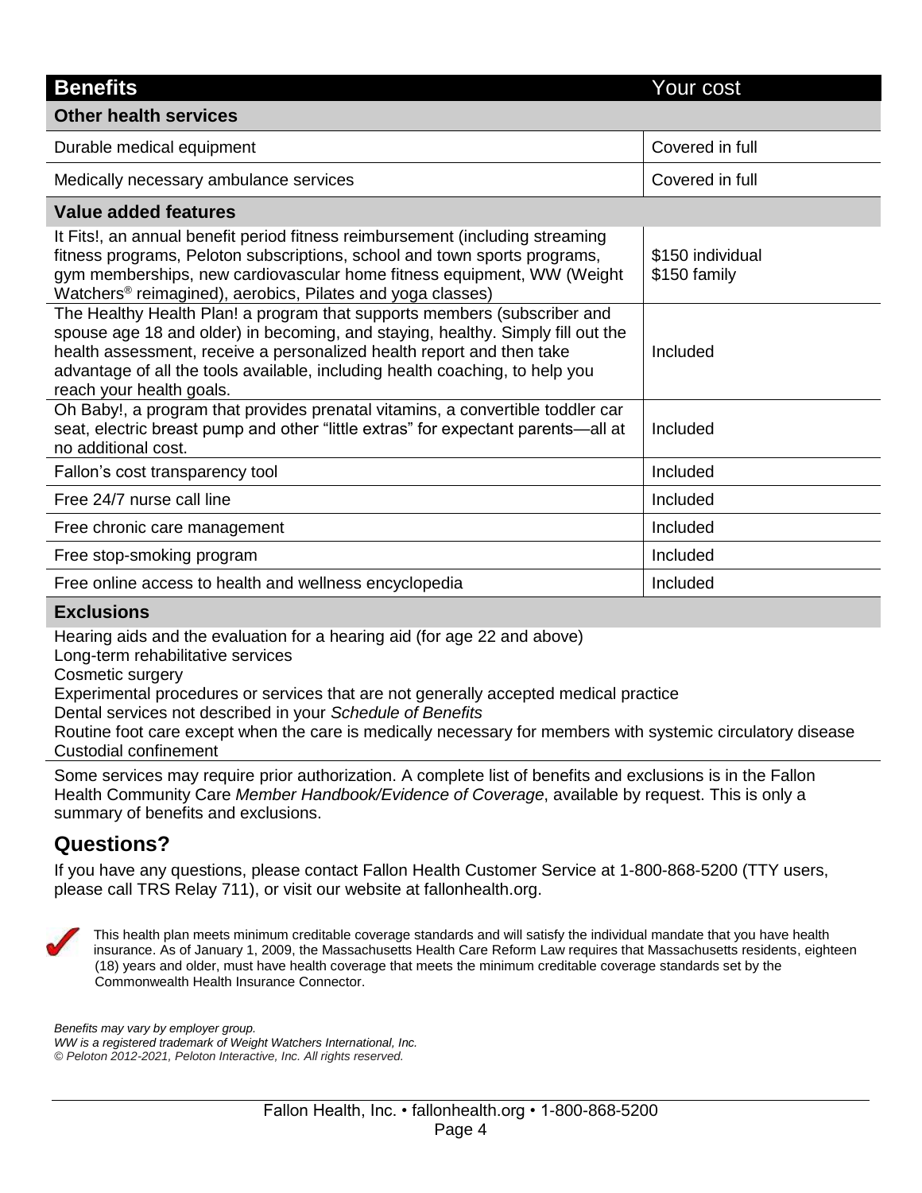| Benefits | Your cost |
|---|---|
| **Other health services** | |
| Durable medical equipment | Covered in full |
| Medically necessary ambulance services | Covered in full |
| **Value added features** | |
| It Fits!, an annual benefit period fitness reimbursement (including streaming fitness programs, Peloton subscriptions, school and town sports programs, gym memberships, new cardiovascular home fitness equipment, WW (Weight Watchers® reimagined), aerobics, Pilates and yoga classes) | $150 individual<br>$150 family |
| The Healthy Health Plan! a program that supports members (subscriber and spouse age 18 and older) in becoming, and staying, healthy. Simply fill out the health assessment, receive a personalized health report and then take advantage of all the tools available, including health coaching, to help you reach your health goals. | Included |
| Oh Baby!, a program that provides prenatal vitamins, a convertible toddler car seat, electric breast pump and other "little extras" for expectant parents—all at no additional cost. | Included |
| Fallon's cost transparency tool | Included |
| Free 24/7 nurse call line | Included |
| Free chronic care management | Included |
| Free stop-smoking program | Included |
| Free online access to health and wellness encyclopedia | Included |

**Exclusions**

Hearing aids and the evaluation for a hearing aid (for age 22 and above)
Long-term rehabilitative services
Cosmetic surgery
Experimental procedures or services that are not generally accepted medical practice
Dental services not described in your *Schedule of Benefits*
Routine foot care except when the care is medically necessary for members with systemic circulatory disease
Custodial confinement

Some services may require prior authorization. A complete list of benefits and exclusions is in the Fallon Health Community Care *Member Handbook/Evidence of Coverage*, available by request. This is only a summary of benefits and exclusions.

## Questions?

If you have any questions, please contact Fallon Health Customer Service at 1-800-868-5200 (TTY users, please call TRS Relay 711), or visit our website at fallonhealth.org.

This health plan meets minimum creditable coverage standards and will satisfy the individual mandate that you have health insurance. As of January 1, 2009, the Massachusetts Health Care Reform Law requires that Massachusetts residents, eighteen (18) years and older, must have health coverage that meets the minimum creditable coverage standards set by the Commonwealth Health Insurance Connector.

*Benefits may vary by employer group.*
*WW is a registered trademark of Weight Watchers International, Inc.*
*© Peloton 2012-2021, Peloton Interactive, Inc. All rights reserved.*

Fallon Health, Inc. • fallonhealth.org • 1-800-868-5200